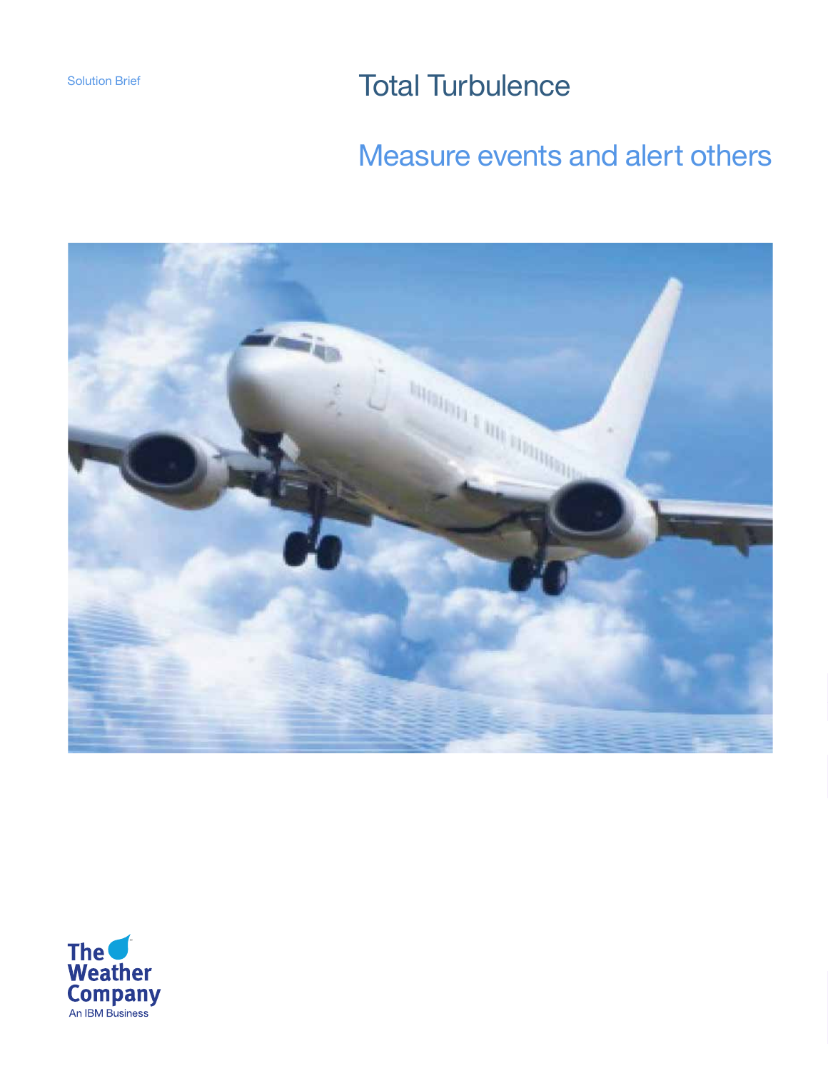Solution Brief

# Total Turbulence

## Measure events and alert others

The Weather Company
An IBM Business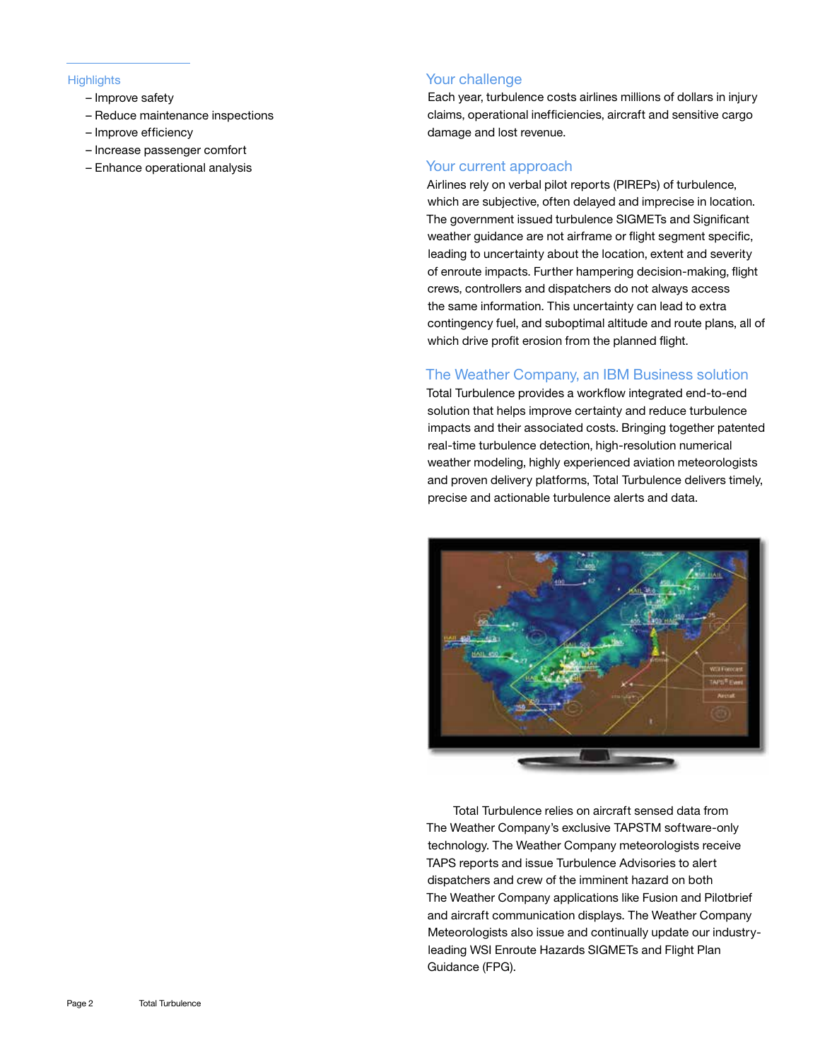## Highlights

- Improve safety
- Reduce maintenance inspections
- Improve efficiency
- Increase passenger comfort
- Enhance operational analysis

## Your challenge

Each year, turbulence costs airlines millions of dollars in injury claims, operational inefficiencies, aircraft and sensitive cargo damage and lost revenue.

## Your current approach

Airlines rely on verbal pilot reports (PIREPs) of turbulence, which are subjective, often delayed and imprecise in location. The government issued turbulence SIGMETs and Significant weather guidance are not airframe or flight segment specific, leading to uncertainty about the location, extent and severity of enroute impacts. Further hampering decision-making, flight crews, controllers and dispatchers do not always access the same information. This uncertainty can lead to extra contingency fuel, and suboptimal altitude and route plans, all of which drive profit erosion from the planned flight.

## The Weather Company, an IBM Business solution

Total Turbulence provides a workflow integrated end-to-end solution that helps improve certainty and reduce turbulence impacts and their associated costs. Bringing together patented real-time turbulence detection, high-resolution numerical weather modeling, highly experienced aviation meteorologists and proven delivery platforms, Total Turbulence delivers timely, precise and actionable turbulence alerts and data.

Total Turbulence relies on aircraft sensed data from The Weather Company's exclusive TAPSTM software-only technology. The Weather Company meteorologists receive TAPS reports and issue Turbulence Advisories to alert dispatchers and crew of the imminent hazard on both The Weather Company applications like Fusion and Pilotbrief and aircraft communication displays. The Weather Company Meteorologists also issue and continually update our industry-leading WSI Enroute Hazards SIGMETs and Flight Plan Guidance (FPG).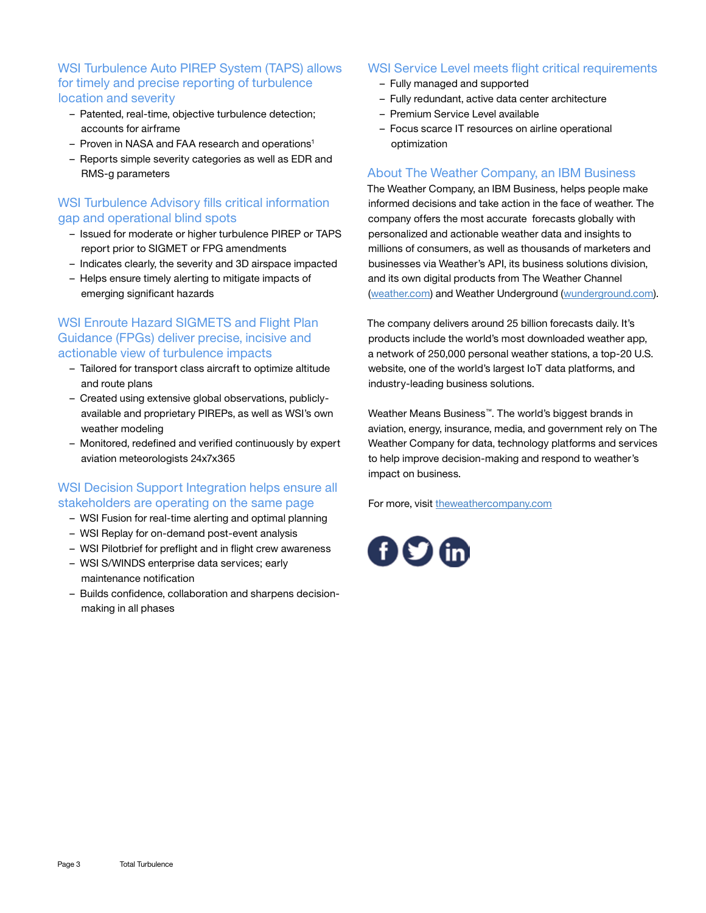## WSI Turbulence Auto PIREP System (TAPS) allows for timely and precise reporting of turbulence location and severity

- Patented, real-time, objective turbulence detection; accounts for airframe
- Proven in NASA and FAA research and operations[1]
- Reports simple severity categories as well as EDR and RMS-g parameters

## WSI Turbulence Advisory fills critical information gap and operational blind spots

- Issued for moderate or higher turbulence PIREP or TAPS report prior to SIGMET or FPG amendments
- Indicates clearly, the severity and 3D airspace impacted
- Helps ensure timely alerting to mitigate impacts of emerging significant hazards

## WSI Enroute Hazard SIGMETS and Flight Plan Guidance (FPGs) deliver precise, incisive and actionable view of turbulence impacts

- Tailored for transport class aircraft to optimize altitude and route plans
- Created using extensive global observations, publicly-available and proprietary PIREPs, as well as WSI's own weather modeling
- Monitored, redefined and verified continuously by expert aviation meteorologists 24x7x365

## WSI Decision Support Integration helps ensure all stakeholders are operating on the same page

- WSI Fusion for real-time alerting and optimal planning
- WSI Replay for on-demand post-event analysis
- WSI Pilotbrief for preflight and in flight crew awareness
- WSI S/WINDS enterprise data services; early maintenance notification
- Builds confidence, collaboration and sharpens decision-making in all phases

## WSI Service Level meets flight critical requirements

- Fully managed and supported
- Fully redundant, active data center architecture
- Premium Service Level available
- Focus scarce IT resources on airline operational optimization

## About The Weather Company, an IBM Business

The Weather Company, an IBM Business, helps people make informed decisions and take action in the face of weather. The company offers the most accurate forecasts globally with personalized and actionable weather data and insights to millions of consumers, as well as thousands of marketers and businesses via Weather's API, its business solutions division, and its own digital products from The Weather Channel (weather.com) and Weather Underground (wunderground.com).

The company delivers around 25 billion forecasts daily. It's products include the world's most downloaded weather app, a network of 250,000 personal weather stations, a top-20 U.S. website, one of the world's largest IoT data platforms, and industry-leading business solutions.

Weather Means Business™. The world's biggest brands in aviation, energy, insurance, media, and government rely on The Weather Company for data, technology platforms and services to help improve decision-making and respond to weather's impact on business.

For more, visit theweathercompany.com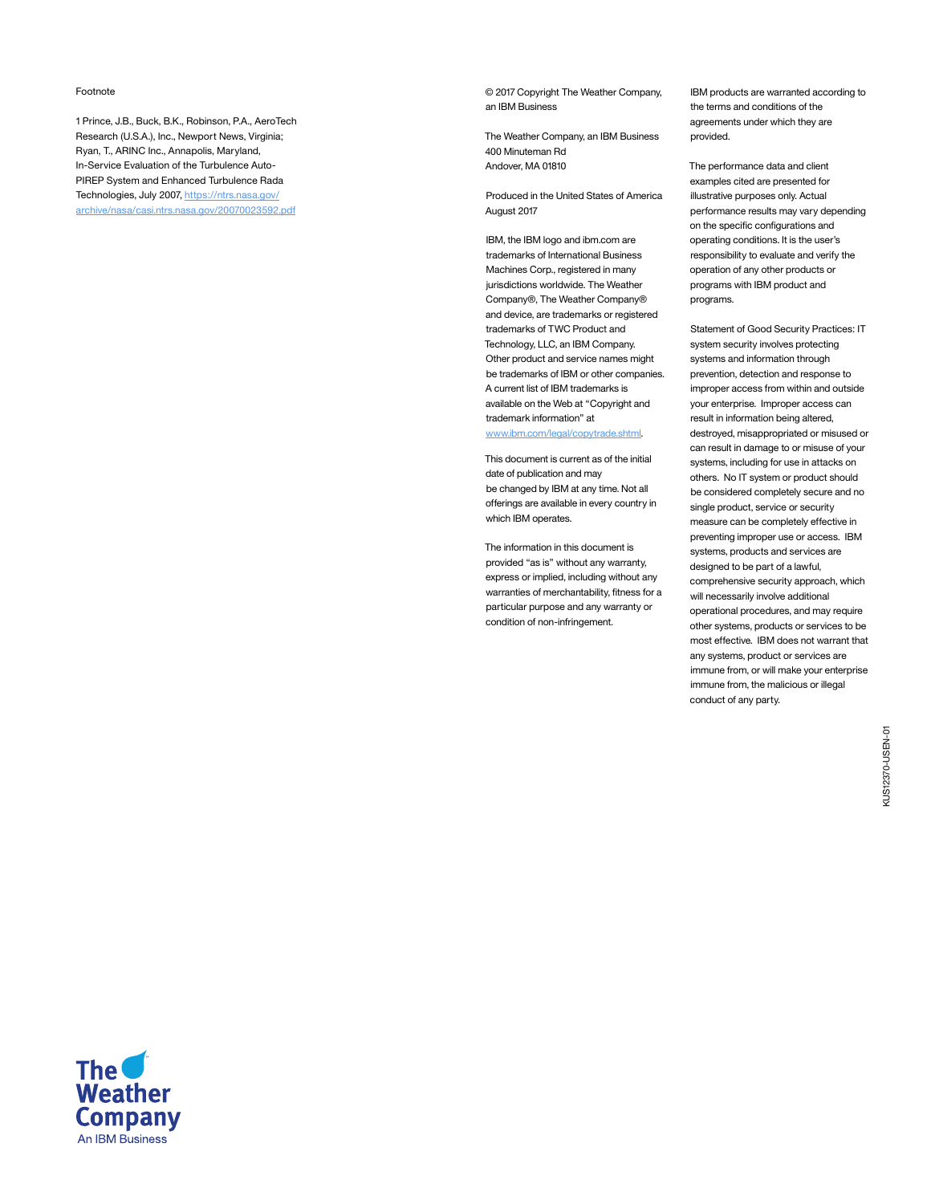Footnote

1 Prince, J.B., Buck, B.K., Robinson, P.A., AeroTech Research (U.S.A.), Inc., Newport News, Virginia; Ryan, T., ARINC Inc., Annapolis, Maryland, In-Service Evaluation of the Turbulence Auto-PIREP System and Enhanced Turbulence Rada Technologies, July 2007, https://ntrs.nasa.gov/archive/nasa/casi.ntrs.nasa.gov/20070023592.pdf

© 2017 Copyright The Weather Company, an IBM Business

The Weather Company, an IBM Business
400 Minuteman Rd
Andover, MA 01810

Produced in the United States of America
August 2017

IBM, the IBM logo and ibm.com are trademarks of International Business Machines Corp., registered in many jurisdictions worldwide. The Weather Company®, The Weather Company® and device, are trademarks or registered trademarks of TWC Product and Technology, LLC, an IBM Company. Other product and service names might be trademarks of IBM or other companies. A current list of IBM trademarks is available on the Web at "Copyright and trademark information" at www.ibm.com/legal/copytrade.shtml.

This document is current as of the initial date of publication and may be changed by IBM at any time. Not all offerings are available in every country in which IBM operates.

The information in this document is provided "as is" without any warranty, express or implied, including without any warranties of merchantability, fitness for a particular purpose and any warranty or condition of non-infringement.

IBM products are warranted according to the terms and conditions of the agreements under which they are provided.

The performance data and client examples cited are presented for illustrative purposes only. Actual performance results may vary depending on the specific configurations and operating conditions. It is the user's responsibility to evaluate and verify the operation of any other products or programs with IBM product and programs.

Statement of Good Security Practices: IT system security involves protecting systems and information through prevention, detection and response to improper access from within and outside your enterprise. Improper access can result in information being altered, destroyed, misappropriated or misused or can result in damage to or misuse of your systems, including for use in attacks on others. No IT system or product should be considered completely secure and no single product, service or security measure can be completely effective in preventing improper use or access. IBM systems, products and services are designed to be part of a lawful, comprehensive security approach, which will necessarily involve additional operational procedures, and may require other systems, products or services to be most effective. IBM does not warrant that any systems, product or services are immune from, or will make your enterprise immune from, the malicious or illegal conduct of any party.

KUS12370-USEN-01

The Weather Company
An IBM Business